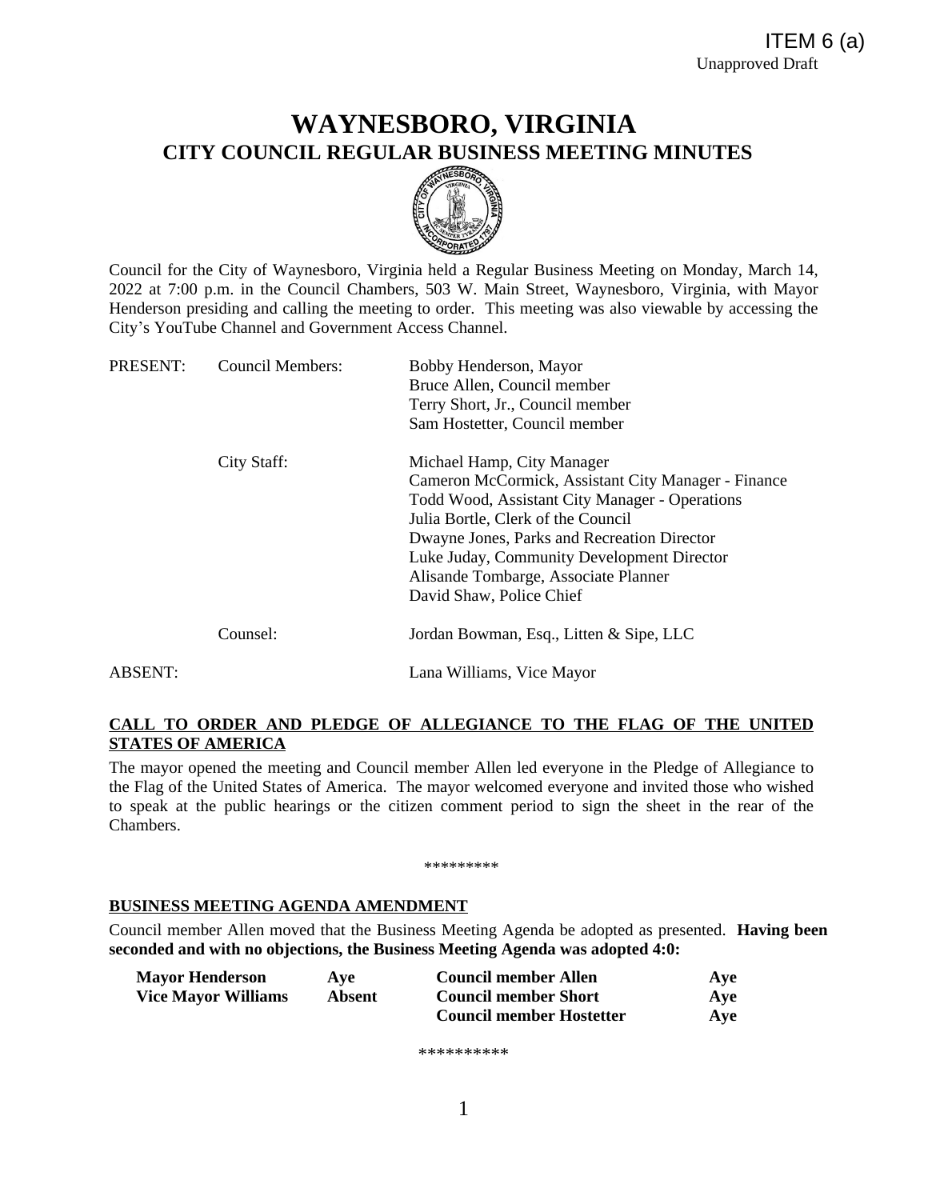ITEM 6 (a)
Unapproved Draft

# WAYNESBORO, VIRGINIA
## CITY COUNCIL REGULAR BUSINESS MEETING MINUTES

Council for the City of Waynesboro, Virginia held a Regular Business Meeting on Monday, March 14, 2022 at 7:00 p.m. in the Council Chambers, 503 W. Main Street, Waynesboro, Virginia, with Mayor Henderson presiding and calling the meeting to order. This meeting was also viewable by accessing the City's YouTube Channel and Government Access Channel.

| | | |
|---|---|---|
| PRESENT: | Council Members: | Bobby Henderson, Mayor<br>Bruce Allen, Council member<br>Terry Short, Jr., Council member<br>Sam Hostetter, Council member |
| | City Staff: | Michael Hamp, City Manager<br>Cameron McCormick, Assistant City Manager - Finance<br>Todd Wood, Assistant City Manager - Operations<br>Julia Bortle, Clerk of the Council<br>Dwayne Jones, Parks and Recreation Director<br>Luke Juday, Community Development Director<br>Alisande Tombarge, Associate Planner<br>David Shaw, Police Chief |
| | Counsel: | Jordan Bowman, Esq., Litten & Sipe, LLC |
| ABSENT: | | Lana Williams, Vice Mayor |

**CALL TO ORDER AND PLEDGE OF ALLEGIANCE TO THE FLAG OF THE UNITED STATES OF AMERICA**

The mayor opened the meeting and Council member Allen led everyone in the Pledge of Allegiance to the Flag of the United States of America. The mayor welcomed everyone and invited those who wished to speak at the public hearings or the citizen comment period to sign the sheet in the rear of the Chambers.

*********

**BUSINESS MEETING AGENDA AMENDMENT**

Council member Allen moved that the Business Meeting Agenda be adopted as presented. **Having been seconded and with no objections, the Business Meeting Agenda was adopted 4:0:**

| | | | |
|---|---|---|---|
| **Mayor Henderson** | **Aye** | **Council member Allen** | **Aye** |
| **Vice Mayor Williams** | **Absent** | **Council member Short** | **Aye** |
| | | **Council member Hostetter** | **Aye** |

**********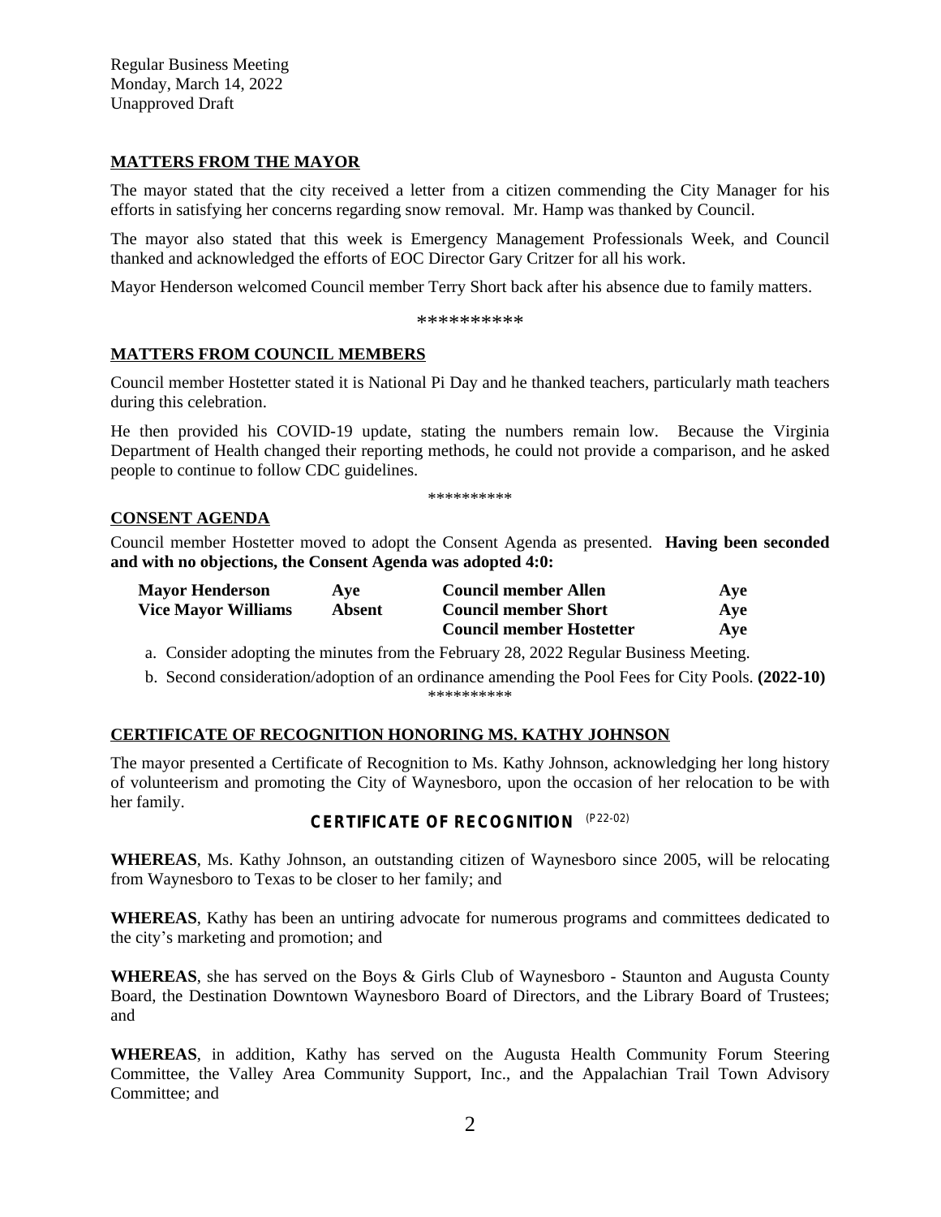Regular Business Meeting
Monday, March 14, 2022
Unapproved Draft

## MATTERS FROM THE MAYOR

The mayor stated that the city received a letter from a citizen commending the City Manager for his efforts in satisfying her concerns regarding snow removal. Mr. Hamp was thanked by Council.

The mayor also stated that this week is Emergency Management Professionals Week, and Council thanked and acknowledged the efforts of EOC Director Gary Critzer for all his work.

Mayor Henderson welcomed Council member Terry Short back after his absence due to family matters.

**********

## MATTERS FROM COUNCIL MEMBERS

Council member Hostetter stated it is National Pi Day and he thanked teachers, particularly math teachers during this celebration.

He then provided his COVID-19 update, stating the numbers remain low. Because the Virginia Department of Health changed their reporting methods, he could not provide a comparison, and he asked people to continue to follow CDC guidelines.

**********

## CONSENT AGENDA

Council member Hostetter moved to adopt the Consent Agenda as presented. **Having been seconded and with no objections, the Consent Agenda was adopted 4:0:**

| | | | |
|---|---|---|---|
| **Mayor Henderson** | **Aye** | **Council member Allen** | **Aye** |
| **Vice Mayor Williams** | **Absent** | **Council member Short** | **Aye** |
| | | **Council member Hostetter** | **Aye** |

a. Consider adopting the minutes from the February 28, 2022 Regular Business Meeting.

b. Second consideration/adoption of an ordinance amending the Pool Fees for City Pools. **(2022-10)**

**********

## CERTIFICATE OF RECOGNITION HONORING MS. KATHY JOHNSON

The mayor presented a Certificate of Recognition to Ms. Kathy Johnson, acknowledging her long history of volunteerism and promoting the City of Waynesboro, upon the occasion of her relocation to be with her family.

**CERTIFICATE OF RECOGNITION** (P22-02)

**WHEREAS**, Ms. Kathy Johnson, an outstanding citizen of Waynesboro since 2005, will be relocating from Waynesboro to Texas to be closer to her family; and

**WHEREAS**, Kathy has been an untiring advocate for numerous programs and committees dedicated to the city's marketing and promotion; and

**WHEREAS**, she has served on the Boys & Girls Club of Waynesboro - Staunton and Augusta County Board, the Destination Downtown Waynesboro Board of Directors, and the Library Board of Trustees; and

**WHEREAS**, in addition, Kathy has served on the Augusta Health Community Forum Steering Committee, the Valley Area Community Support, Inc., and the Appalachian Trail Town Advisory Committee; and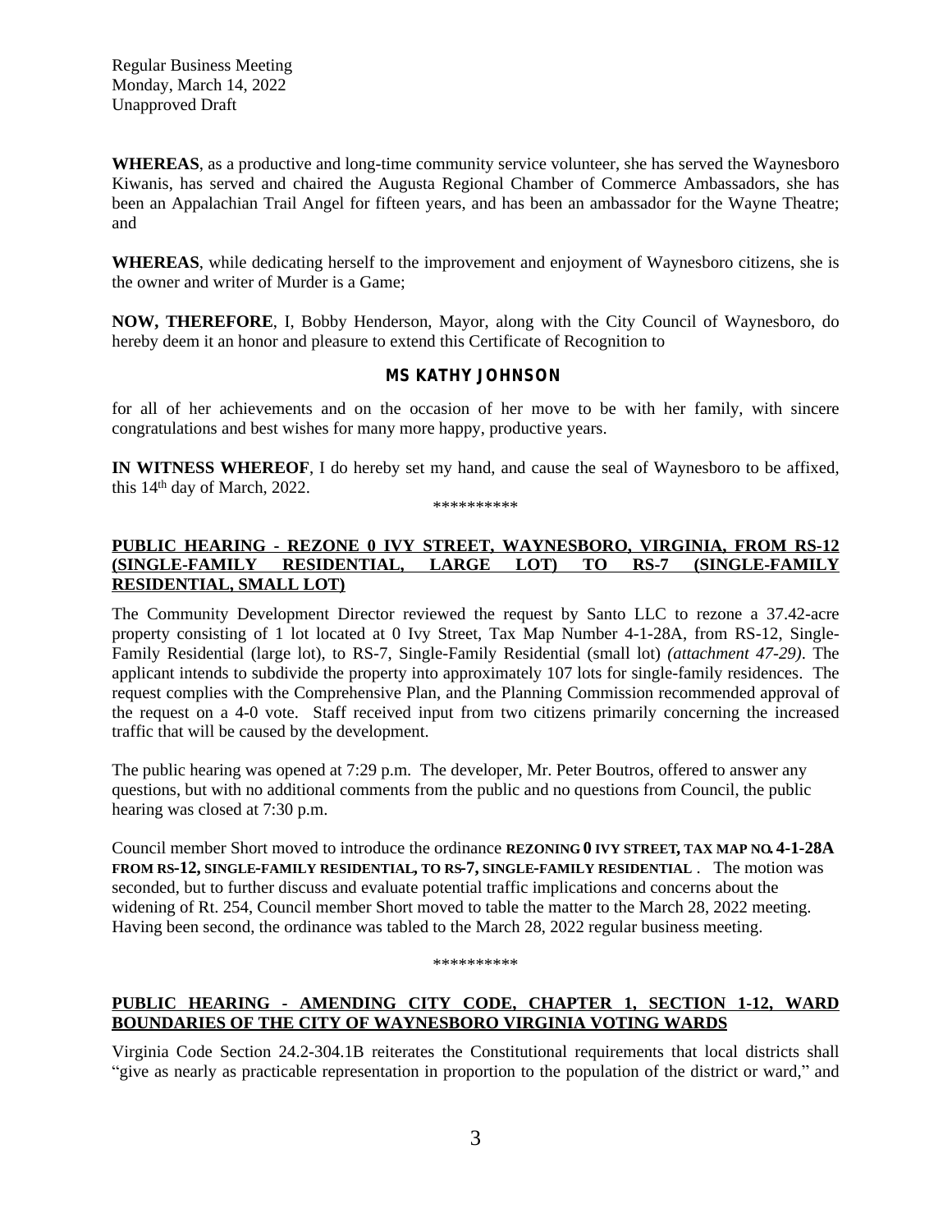**WHEREAS**, as a productive and long-time community service volunteer, she has served the Waynesboro Kiwanis, has served and chaired the Augusta Regional Chamber of Commerce Ambassadors, she has been an Appalachian Trail Angel for fifteen years, and has been an ambassador for the Wayne Theatre; and

**WHEREAS**, while dedicating herself to the improvement and enjoyment of Waynesboro citizens, she is the owner and writer of Murder is a Game;

**NOW, THEREFORE**, I, Bobby Henderson, Mayor, along with the City Council of Waynesboro, do hereby deem it an honor and pleasure to extend this Certificate of Recognition to

**MS KATHY JOHNSON**

for all of her achievements and on the occasion of her move to be with her family, with sincere congratulations and best wishes for many more happy, productive years.

**IN WITNESS WHEREOF**, I do hereby set my hand, and cause the seal of Waynesboro to be affixed, this 14th day of March, 2022.

\*\*\*\*\*\*\*\*\*\*

**PUBLIC HEARING - REZONE 0 IVY STREET, WAYNESBORO, VIRGINIA, FROM RS-12 (SINGLE-FAMILY RESIDENTIAL, LARGE LOT) TO RS-7 (SINGLE-FAMILY RESIDENTIAL, SMALL LOT)**

The Community Development Director reviewed the request by Santo LLC to rezone a 37.42-acre property consisting of 1 lot located at 0 Ivy Street, Tax Map Number 4-1-28A, from RS-12, Single-Family Residential (large lot), to RS-7, Single-Family Residential (small lot) *(attachment 47-29)*. The applicant intends to subdivide the property into approximately 107 lots for single-family residences. The request complies with the Comprehensive Plan, and the Planning Commission recommended approval of the request on a 4-0 vote. Staff received input from two citizens primarily concerning the increased traffic that will be caused by the development.

The public hearing was opened at 7:29 p.m. The developer, Mr. Peter Boutros, offered to answer any questions, but with no additional comments from the public and no questions from Council, the public hearing was closed at 7:30 p.m.

Council member Short moved to introduce the ordinance **REZONING 0 IVY STREET, TAX MAP NO. 4-1-28A FROM RS-12, SINGLE-FAMILY RESIDENTIAL, TO RS-7, SINGLE-FAMILY RESIDENTIAL** . The motion was seconded, but to further discuss and evaluate potential traffic implications and concerns about the widening of Rt. 254, Council member Short moved to table the matter to the March 28, 2022 meeting. Having been second, the ordinance was tabled to the March 28, 2022 regular business meeting.

\*\*\*\*\*\*\*\*\*\*

**PUBLIC HEARING - AMENDING CITY CODE, CHAPTER 1, SECTION 1-12, WARD BOUNDARIES OF THE CITY OF WAYNESBORO VIRGINIA VOTING WARDS**

Virginia Code Section 24.2-304.1B reiterates the Constitutional requirements that local districts shall "give as nearly as practicable representation in proportion to the population of the district or ward," and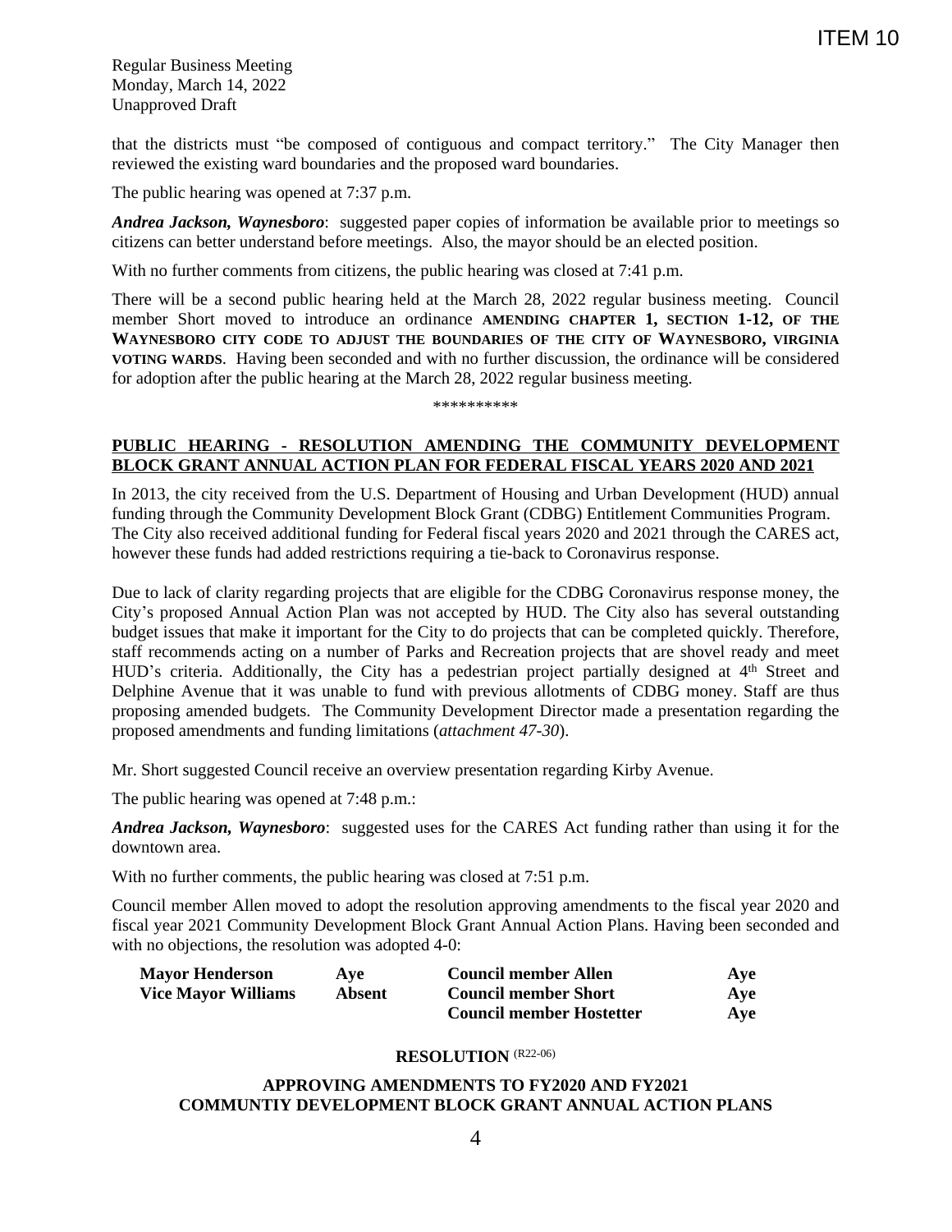that the districts must "be composed of contiguous and compact territory." The City Manager then reviewed the existing ward boundaries and the proposed ward boundaries.

The public hearing was opened at 7:37 p.m.

***Andrea Jackson, Waynesboro***: suggested paper copies of information be available prior to meetings so citizens can better understand before meetings. Also, the mayor should be an elected position.

With no further comments from citizens, the public hearing was closed at 7:41 p.m.

There will be a second public hearing held at the March 28, 2022 regular business meeting. Council member Short moved to introduce an ordinance **AMENDING CHAPTER 1, SECTION 1-12, OF THE WAYNESBORO CITY CODE TO ADJUST THE BOUNDARIES OF THE CITY OF WAYNESBORO, VIRGINIA VOTING WARDS**. Having been seconded and with no further discussion, the ordinance will be considered for adoption after the public hearing at the March 28, 2022 regular business meeting.

\*\*\*\*\*\*\*\*\*\*

**PUBLIC HEARING - RESOLUTION AMENDING THE COMMUNITY DEVELOPMENT BLOCK GRANT ANNUAL ACTION PLAN FOR FEDERAL FISCAL YEARS 2020 AND 2021**

In 2013, the city received from the U.S. Department of Housing and Urban Development (HUD) annual funding through the Community Development Block Grant (CDBG) Entitlement Communities Program. The City also received additional funding for Federal fiscal years 2020 and 2021 through the CARES act, however these funds had added restrictions requiring a tie-back to Coronavirus response.

Due to lack of clarity regarding projects that are eligible for the CDBG Coronavirus response money, the City's proposed Annual Action Plan was not accepted by HUD. The City also has several outstanding budget issues that make it important for the City to do projects that can be completed quickly. Therefore, staff recommends acting on a number of Parks and Recreation projects that are shovel ready and meet HUD's criteria. Additionally, the City has a pedestrian project partially designed at 4th Street and Delphine Avenue that it was unable to fund with previous allotments of CDBG money. Staff are thus proposing amended budgets. The Community Development Director made a presentation regarding the proposed amendments and funding limitations (*attachment 47-30*).

Mr. Short suggested Council receive an overview presentation regarding Kirby Avenue.

The public hearing was opened at 7:48 p.m.:

***Andrea Jackson, Waynesboro***: suggested uses for the CARES Act funding rather than using it for the downtown area.

With no further comments, the public hearing was closed at 7:51 p.m.

Council member Allen moved to adopt the resolution approving amendments to the fiscal year 2020 and fiscal year 2021 Community Development Block Grant Annual Action Plans. Having been seconded and with no objections, the resolution was adopted 4-0:

| | | | |
|---|---|---|---|
| **Mayor Henderson** | **Aye** | **Council member Allen** | **Aye** |
| **Vice Mayor Williams** | **Absent** | **Council member Short** | **Aye** |
| | | **Council member Hostetter** | **Aye** |

**RESOLUTION** (R22-06)

**APPROVING AMENDMENTS TO FY2020 AND FY2021 COMMUNTIY DEVELOPMENT BLOCK GRANT ANNUAL ACTION PLANS**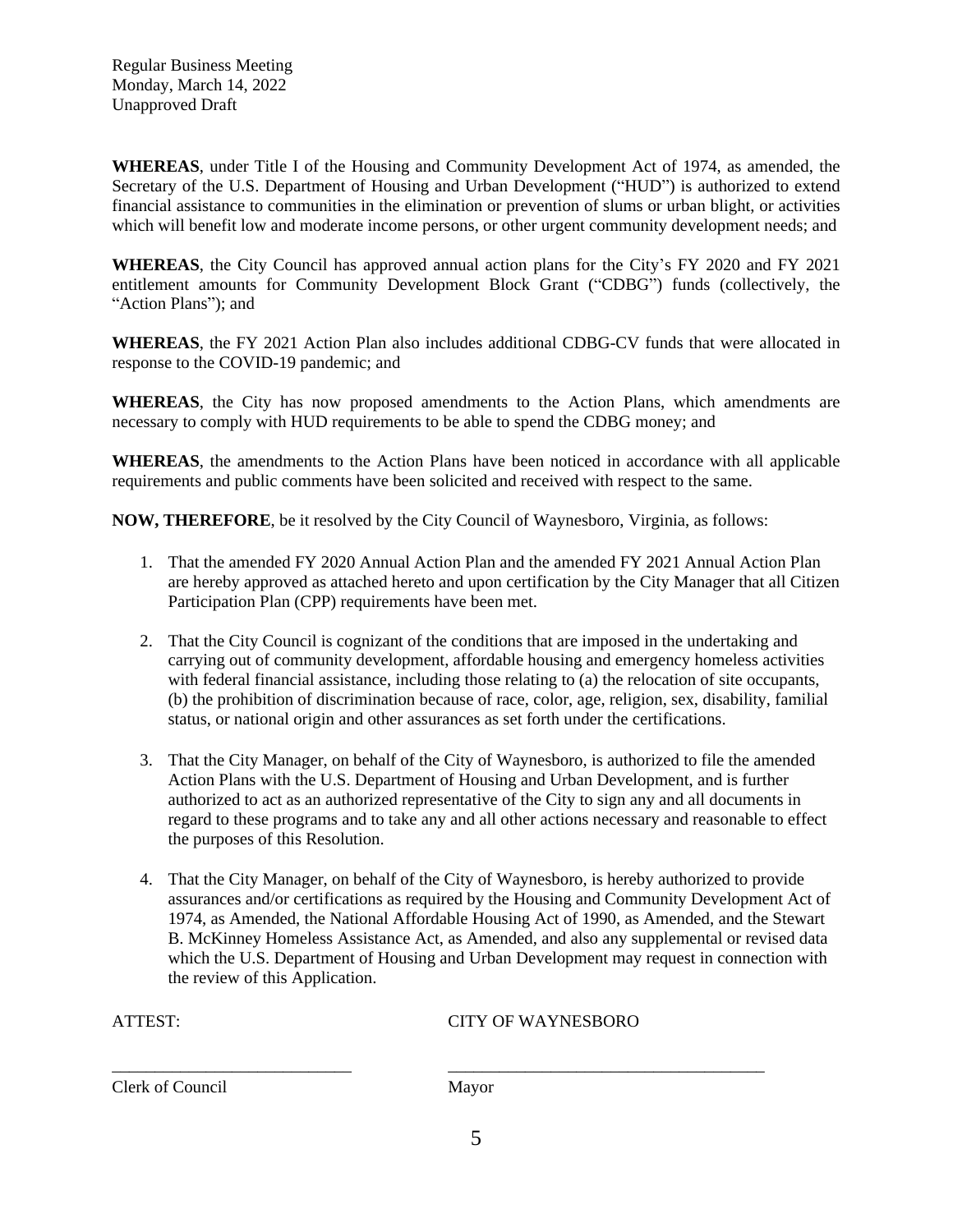**WHEREAS**, under Title I of the Housing and Community Development Act of 1974, as amended, the Secretary of the U.S. Department of Housing and Urban Development ("HUD") is authorized to extend financial assistance to communities in the elimination or prevention of slums or urban blight, or activities which will benefit low and moderate income persons, or other urgent community development needs; and

**WHEREAS**, the City Council has approved annual action plans for the City's FY 2020 and FY 2021 entitlement amounts for Community Development Block Grant ("CDBG") funds (collectively, the "Action Plans"); and

**WHEREAS**, the FY 2021 Action Plan also includes additional CDBG-CV funds that were allocated in response to the COVID-19 pandemic; and

**WHEREAS**, the City has now proposed amendments to the Action Plans, which amendments are necessary to comply with HUD requirements to be able to spend the CDBG money; and

**WHEREAS**, the amendments to the Action Plans have been noticed in accordance with all applicable requirements and public comments have been solicited and received with respect to the same.

**NOW, THEREFORE**, be it resolved by the City Council of Waynesboro, Virginia, as follows:

1. That the amended FY 2020 Annual Action Plan and the amended FY 2021 Annual Action Plan are hereby approved as attached hereto and upon certification by the City Manager that all Citizen Participation Plan (CPP) requirements have been met.

2. That the City Council is cognizant of the conditions that are imposed in the undertaking and carrying out of community development, affordable housing and emergency homeless activities with federal financial assistance, including those relating to (a) the relocation of site occupants, (b) the prohibition of discrimination because of race, color, age, religion, sex, disability, familial status, or national origin and other assurances as set forth under the certifications.

3. That the City Manager, on behalf of the City of Waynesboro, is authorized to file the amended Action Plans with the U.S. Department of Housing and Urban Development, and is further authorized to act as an authorized representative of the City to sign any and all documents in regard to these programs and to take any and all other actions necessary and reasonable to effect the purposes of this Resolution.

4. That the City Manager, on behalf of the City of Waynesboro, is hereby authorized to provide assurances and/or certifications as required by the Housing and Community Development Act of 1974, as Amended, the National Affordable Housing Act of 1990, as Amended, and the Stewart B. McKinney Homeless Assistance Act, as Amended, and also any supplemental or revised data which the U.S. Department of Housing and Urban Development may request in connection with the review of this Application.

ATTEST: CITY OF WAYNESBORO

____________________________ ______________________________________

Clerk of Council Mayor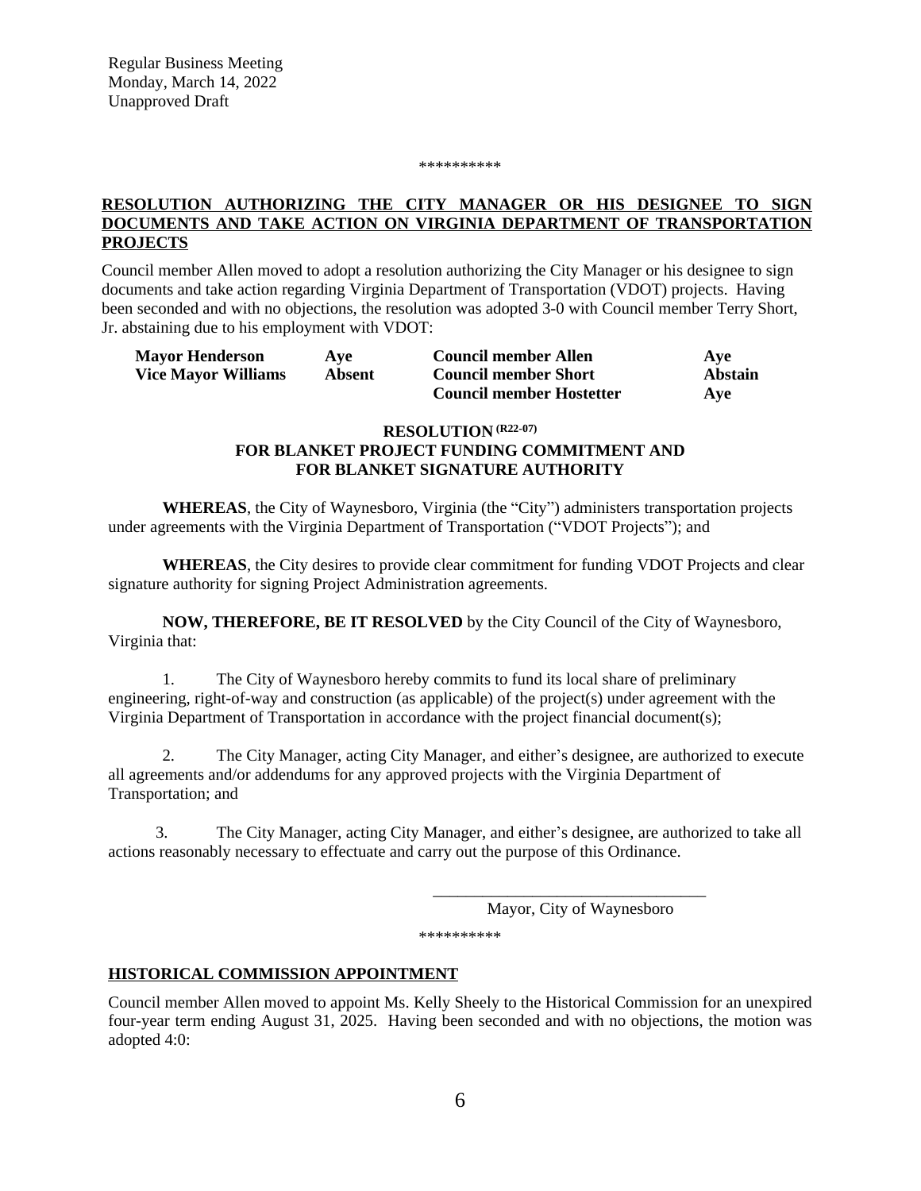**********

**RESOLUTION AUTHORIZING THE CITY MANAGER OR HIS DESIGNEE TO SIGN DOCUMENTS AND TAKE ACTION ON VIRGINIA DEPARTMENT OF TRANSPORTATION PROJECTS**

Council member Allen moved to adopt a resolution authorizing the City Manager or his designee to sign documents and take action regarding Virginia Department of Transportation (VDOT) projects. Having been seconded and with no objections, the resolution was adopted 3-0 with Council member Terry Short, Jr. abstaining due to his employment with VDOT:

| | | | |
|---|---|---|---|
| **Mayor Henderson** | **Aye** | **Council member Allen** | **Aye** |
| **Vice Mayor Williams** | **Absent** | **Council member Short** | **Abstain** |
| | | **Council member Hostetter** | **Aye** |

**RESOLUTION (R22-07)**
**FOR BLANKET PROJECT FUNDING COMMITMENT AND FOR BLANKET SIGNATURE AUTHORITY**

**WHEREAS**, the City of Waynesboro, Virginia (the "City") administers transportation projects under agreements with the Virginia Department of Transportation ("VDOT Projects"); and

**WHEREAS**, the City desires to provide clear commitment for funding VDOT Projects and clear signature authority for signing Project Administration agreements.

**NOW, THEREFORE, BE IT RESOLVED** by the City Council of the City of Waynesboro, Virginia that:

1. The City of Waynesboro hereby commits to fund its local share of preliminary engineering, right-of-way and construction (as applicable) of the project(s) under agreement with the Virginia Department of Transportation in accordance with the project financial document(s);

2. The City Manager, acting City Manager, and either's designee, are authorized to execute all agreements and/or addendums for any approved projects with the Virginia Department of Transportation; and

3. The City Manager, acting City Manager, and either's designee, are authorized to take all actions reasonably necessary to effectuate and carry out the purpose of this Ordinance.

_________________________________
Mayor, City of Waynesboro

**********

**HISTORICAL COMMISSION APPOINTMENT**

Council member Allen moved to appoint Ms. Kelly Sheely to the Historical Commission for an unexpired four-year term ending August 31, 2025. Having been seconded and with no objections, the motion was adopted 4:0: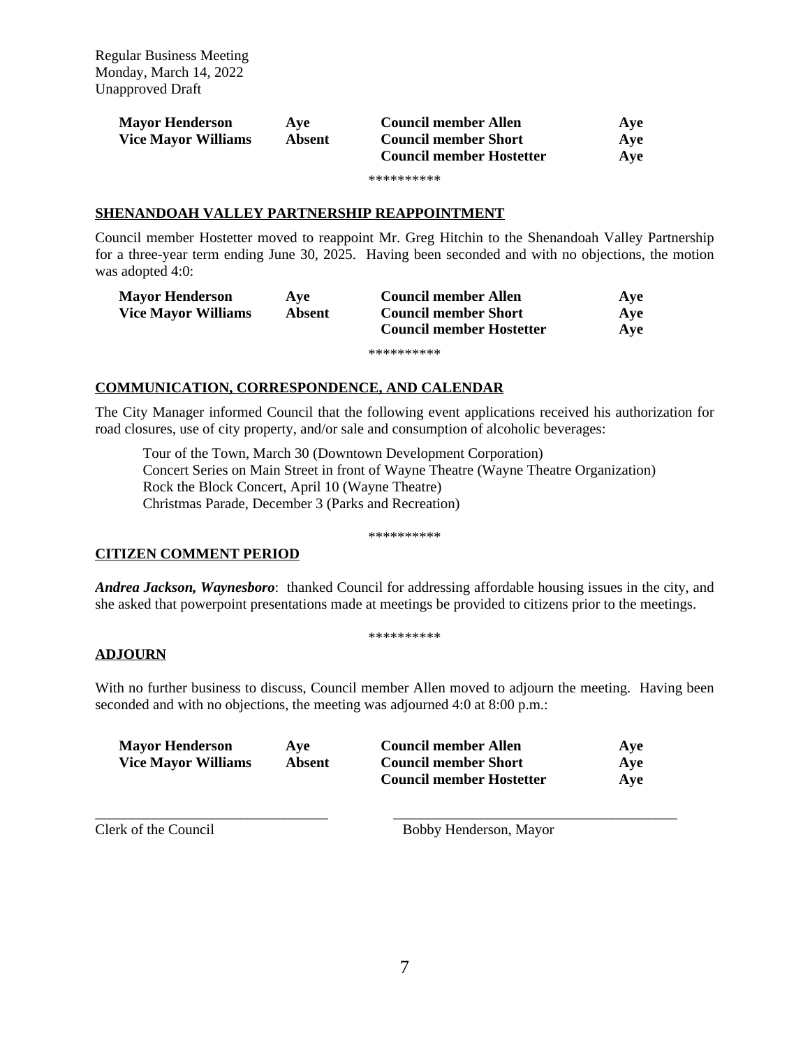| | | | |
|---|---|---|---|
| **Mayor Henderson** | **Aye** | **Council member Allen** | **Aye** |
| **Vice Mayor Williams** | **Absent** | **Council member Short** | **Aye** |
| | | **Council member Hostetter** | **Aye** |

**********

**SHENANDOAH VALLEY PARTNERSHIP REAPPOINTMENT**

Council member Hostetter moved to reappoint Mr. Greg Hitchin to the Shenandoah Valley Partnership for a three-year term ending June 30, 2025. Having been seconded and with no objections, the motion was adopted 4:0:

| | | | |
|---|---|---|---|
| **Mayor Henderson** | **Aye** | **Council member Allen** | **Aye** |
| **Vice Mayor Williams** | **Absent** | **Council member Short** | **Aye** |
| | | **Council member Hostetter** | **Aye** |

**********

**COMMUNICATION, CORRESPONDENCE, AND CALENDAR**

The City Manager informed Council that the following event applications received his authorization for road closures, use of city property, and/or sale and consumption of alcoholic beverages:

Tour of the Town, March 30 (Downtown Development Corporation)
Concert Series on Main Street in front of Wayne Theatre (Wayne Theatre Organization)
Rock the Block Concert, April 10 (Wayne Theatre)
Christmas Parade, December 3 (Parks and Recreation)

**********

**CITIZEN COMMENT PERIOD**

***Andrea Jackson, Waynesboro***: thanked Council for addressing affordable housing issues in the city, and she asked that powerpoint presentations made at meetings be provided to citizens prior to the meetings.

**********

**ADJOURN**

With no further business to discuss, Council member Allen moved to adjourn the meeting. Having been seconded and with no objections, the meeting was adjourned 4:0 at 8:00 p.m.:

| | | | |
|---|---|---|---|
| **Mayor Henderson** | **Aye** | **Council member Allen** | **Aye** |
| **Vice Mayor Williams** | **Absent** | **Council member Short** | **Aye** |
| | | **Council member Hostetter** | **Aye** |

________________________________ ________________________________________

Clerk of the Council Bobby Henderson, Mayor